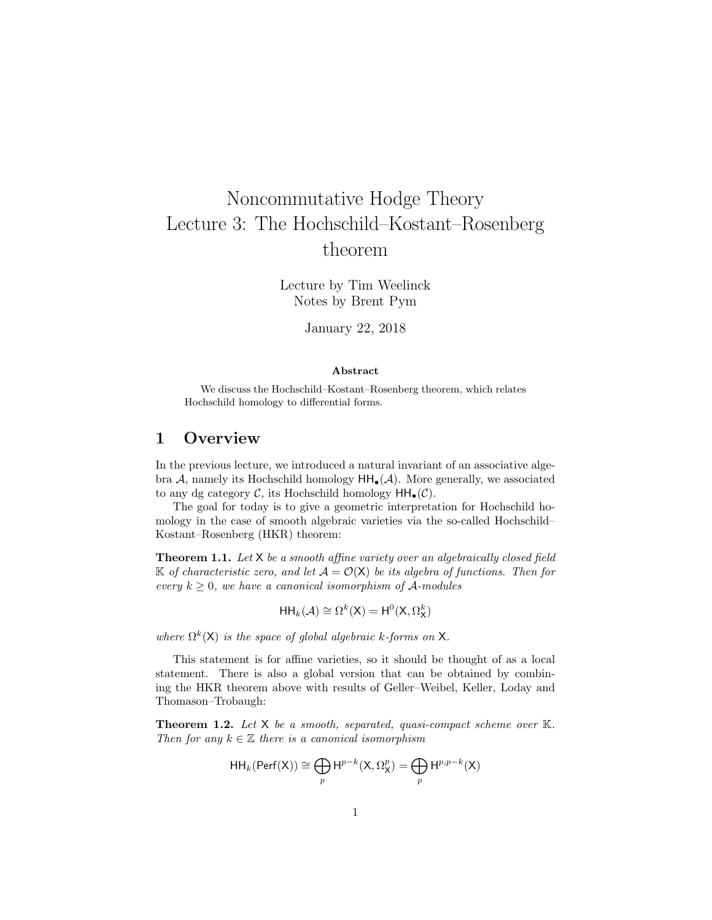# Noncommutative Hodge Theory
# Lecture 3: The Hochschild–Kostant–Rosenberg theorem

Lecture by Tim Weelinck
Notes by Brent Pym

January 22, 2018

**Abstract**

We discuss the Hochschild–Kostant–Rosenberg theorem, which relates Hochschild homology to differential forms.

## 1 Overview

In the previous lecture, we introduced a natural invariant of an associative algebra $\mathcal{A}$, namely its Hochschild homology $\mathsf{HH}_\bullet(\mathcal{A})$. More generally, we associated to any dg category $\mathcal{C}$, its Hochschild homology $\mathsf{HH}_\bullet(\mathcal{C})$.

The goal for today is to give a geometric interpretation for Hochschild homology in the case of smooth algebraic varieties via the so-called Hochschild–Kostant–Rosenberg (HKR) theorem:

**Theorem 1.1.** *Let $\mathsf{X}$ be a smooth affine variety over an algebraically closed field $\mathbb{K}$ of characteristic zero, and let $\mathcal{A} = \mathcal{O}(\mathsf{X})$ be its algebra of functions. Then for every $k \geq 0$, we have a canonical isomorphism of $\mathcal{A}$-modules*

$$\mathsf{HH}_k(\mathcal{A}) \cong \Omega^k(\mathsf{X}) = \mathsf{H}^0(\mathsf{X}, \Omega^k_{\mathsf{X}})$$

*where $\Omega^k(\mathsf{X})$ is the space of global algebraic $k$-forms on $\mathsf{X}$.*

This statement is for affine varieties, so it should be thought of as a local statement. There is also a global version that can be obtained by combining the HKR theorem above with results of Geller–Weibel, Keller, Loday and Thomason–Trobaugh:

**Theorem 1.2.** *Let $\mathsf{X}$ be a smooth, separated, quasi-compact scheme over $\mathbb{K}$. Then for any $k \in \mathbb{Z}$ there is a canonical isomorphism*

$$\mathsf{HH}_k(\mathsf{Perf}(\mathsf{X})) \cong \bigoplus_p \mathsf{H}^{p-k}(\mathsf{X}, \Omega^p_{\mathsf{X}}) = \bigoplus_p \mathsf{H}^{p,p-k}(\mathsf{X})$$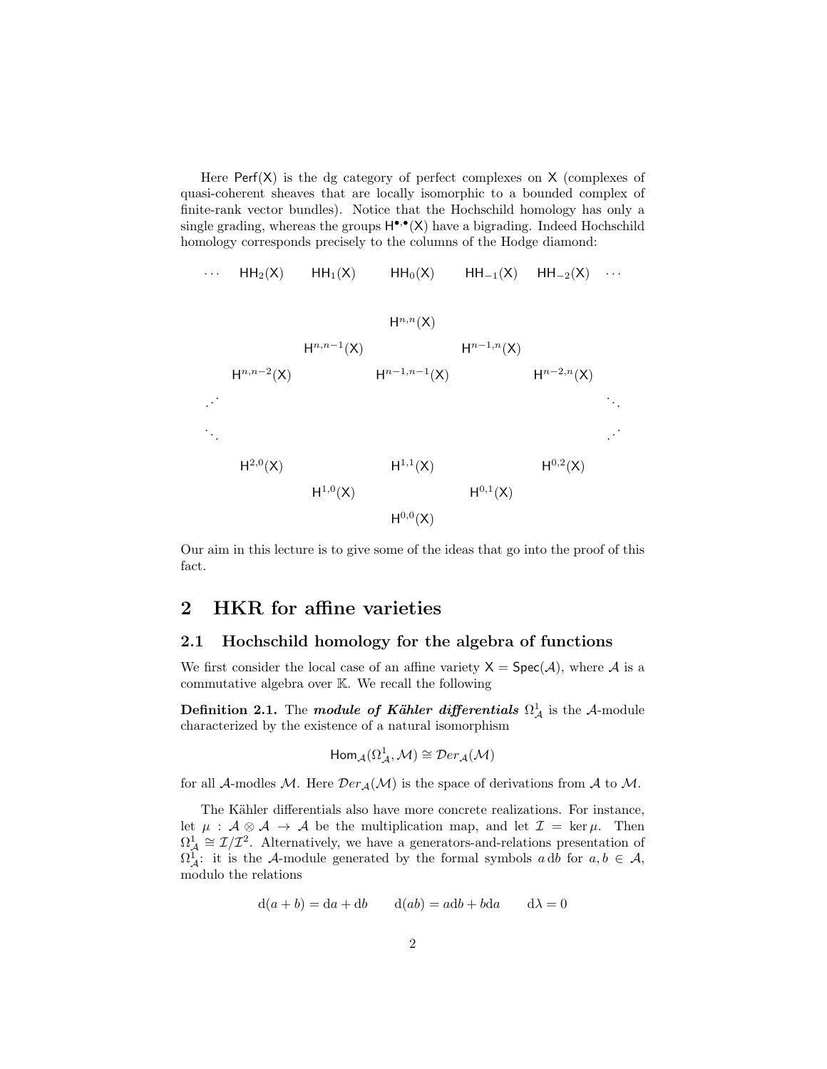Here $\mathsf{Perf}(\mathsf{X})$ is the dg category of perfect complexes on $\mathsf{X}$ (complexes of quasi-coherent sheaves that are locally isomorphic to a bounded complex of finite-rank vector bundles). Notice that the Hochschild homology has only a single grading, whereas the groups $\mathsf{H}^{\bullet,\bullet}(\mathsf{X})$ have a bigrading. Indeed Hochschild homology corresponds precisely to the columns of the Hodge diamond:

$$
\begin{array}{ccccccccc}
\cdots & \mathsf{HH}_2(\mathsf{X}) & & \mathsf{HH}_1(\mathsf{X}) & \mathsf{HH}_0(\mathsf{X}) & \mathsf{HH}_{-1}(\mathsf{X}) & & \mathsf{HH}_{-2}(\mathsf{X}) & \cdots \\
 & & & & & & & & \\
 & & & & \mathsf{H}^{n,n}(\mathsf{X}) & & & & \\
 & & \mathsf{H}^{n,n-1}(\mathsf{X}) & & & & \mathsf{H}^{n-1,n}(\mathsf{X}) & & \\
 & \mathsf{H}^{n,n-2}(\mathsf{X}) & & & \mathsf{H}^{n-1,n-1}(\mathsf{X}) & & & \mathsf{H}^{n-2,n}(\mathsf{X}) & \\
\iddots & & & & & & & & \ddots \\
\ddots & & & & & & & & \iddots \\
 & \mathsf{H}^{2,0}(\mathsf{X}) & & & \mathsf{H}^{1,1}(\mathsf{X}) & & & \mathsf{H}^{0,2}(\mathsf{X}) & \\
 & & \mathsf{H}^{1,0}(\mathsf{X}) & & & & \mathsf{H}^{0,1}(\mathsf{X}) & & \\
 & & & & \mathsf{H}^{0,0}(\mathsf{X}) & & & &
\end{array}
$$

Our aim in this lecture is to give some of the ideas that go into the proof of this fact.

## 2 HKR for affine varieties

### 2.1 Hochschild homology for the algebra of functions

We first consider the local case of an affine variety $\mathsf{X} = \mathsf{Spec}(\mathcal{A})$, where $\mathcal{A}$ is a commutative algebra over $\mathbb{K}$. We recall the following

**Definition 2.1.** The ***module of Kähler differentials*** $\Omega^1_{\mathcal{A}}$ is the $\mathcal{A}$-module characterized by the existence of a natural isomorphism

$$\mathsf{Hom}_{\mathcal{A}}(\Omega^1_{\mathcal{A}}, \mathcal{M}) \cong \mathcal{D}er_{\mathcal{A}}(\mathcal{M})$$

for all $\mathcal{A}$-modles $\mathcal{M}$. Here $\mathcal{D}er_{\mathcal{A}}(\mathcal{M})$ is the space of derivations from $\mathcal{A}$ to $\mathcal{M}$.

The Kähler differentials also have more concrete realizations. For instance, let $\mu : \mathcal{A} \otimes \mathcal{A} \to \mathcal{A}$ be the multiplication map, and let $\mathcal{I} = \ker \mu$. Then $\Omega^1_{\mathcal{A}} \cong \mathcal{I}/\mathcal{I}^2$. Alternatively, we have a generators-and-relations presentation of $\Omega^1_{\mathcal{A}}$: it is the $\mathcal{A}$-module generated by the formal symbols $a\,\mathrm{d}b$ for $a, b \in \mathcal{A}$, modulo the relations

$$\mathrm{d}(a+b) = \mathrm{d}a + \mathrm{d}b \qquad \mathrm{d}(ab) = a\mathrm{d}b + b\mathrm{d}a \qquad \mathrm{d}\lambda = 0$$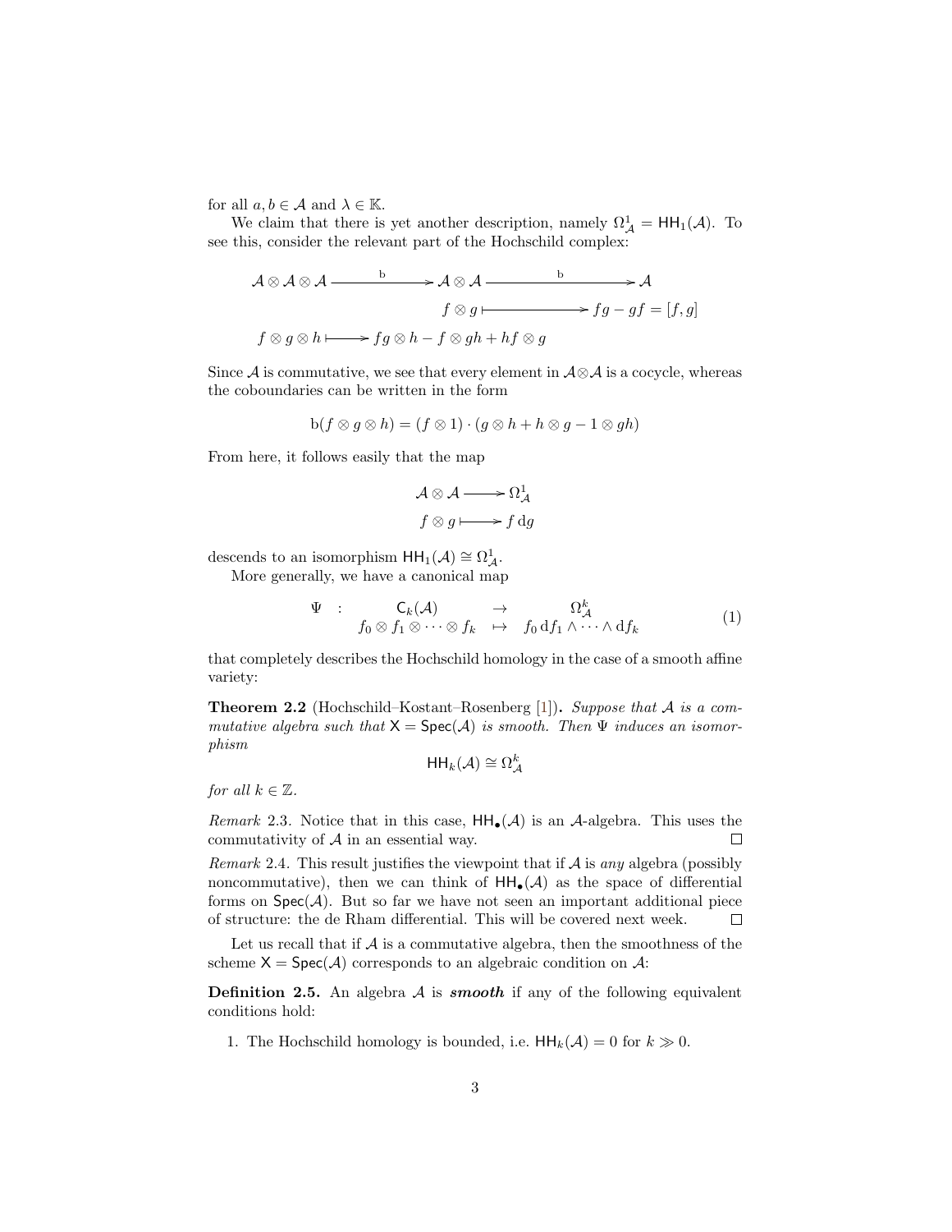for all $a, b \in \mathcal{A}$ and $\lambda \in \mathbb{K}$.

We claim that there is yet another description, namely $\Omega^1_{\mathcal{A}} = \mathsf{HH}_1(\mathcal{A})$. To see this, consider the relevant part of the Hochschild complex:

$$\begin{array}{ccccc}
\mathcal{A} \otimes \mathcal{A} \otimes \mathcal{A} & \xrightarrow{\quad \mathrm{b} \quad} & \mathcal{A} \otimes \mathcal{A} & \xrightarrow{\quad \mathrm{b} \quad} & \mathcal{A} \\
 & & f \otimes g & \longmapsto & fg - gf = [f,g] \\
f \otimes g \otimes h & \longmapsto & fg \otimes h - f \otimes gh + hf \otimes g & &
\end{array}$$

Since $\mathcal{A}$ is commutative, we see that every element in $\mathcal{A} \otimes \mathcal{A}$ is a cocycle, whereas the coboundaries can be written in the form

$$\mathrm{b}(f \otimes g \otimes h) = (f \otimes 1) \cdot (g \otimes h + h \otimes g - 1 \otimes gh)$$

From here, it follows easily that the map

$$\begin{array}{ccc}
\mathcal{A} \otimes \mathcal{A} & \longrightarrow & \Omega^1_{\mathcal{A}} \\
f \otimes g & \longmapsto & f \, \mathrm{d}g
\end{array}$$

descends to an isomorphism $\mathsf{HH}_1(\mathcal{A}) \cong \Omega^1_{\mathcal{A}}$.

More generally, we have a canonical map

$$\begin{array}{cccc}
\Psi : & \mathsf{C}_k(\mathcal{A}) & \to & \Omega^k_{\mathcal{A}} \\
 & f_0 \otimes f_1 \otimes \cdots \otimes f_k & \mapsto & f_0 \, \mathrm{d}f_1 \wedge \cdots \wedge \mathrm{d}f_k
\end{array} \tag{1}$$

that completely describes the Hochschild homology in the case of a smooth affine variety:

**Theorem 2.2** (Hochschild–Kostant–Rosenberg [1])**.** *Suppose that $\mathcal{A}$ is a commutative algebra such that $\mathsf{X} = \mathsf{Spec}(\mathcal{A})$ is smooth. Then $\Psi$ induces an isomorphism*

$$\mathsf{HH}_k(\mathcal{A}) \cong \Omega^k_{\mathcal{A}}$$

*for all $k \in \mathbb{Z}$.*

*Remark* 2.3. Notice that in this case, $\mathsf{HH}_\bullet(\mathcal{A})$ is an $\mathcal{A}$-algebra. This uses the commutativity of $\mathcal{A}$ in an essential way. □

*Remark* 2.4. This result justifies the viewpoint that if $\mathcal{A}$ is *any* algebra (possibly noncommutative), then we can think of $\mathsf{HH}_\bullet(\mathcal{A})$ as the space of differential forms on $\mathsf{Spec}(\mathcal{A})$. But so far we have not seen an important additional piece of structure: the de Rham differential. This will be covered next week. □

Let us recall that if $\mathcal{A}$ is a commutative algebra, then the smoothness of the scheme $\mathsf{X} = \mathsf{Spec}(\mathcal{A})$ corresponds to an algebraic condition on $\mathcal{A}$:

**Definition 2.5.** An algebra $\mathcal{A}$ is ***smooth*** if any of the following equivalent conditions hold:

1. The Hochschild homology is bounded, i.e. $\mathsf{HH}_k(\mathcal{A}) = 0$ for $k \gg 0$.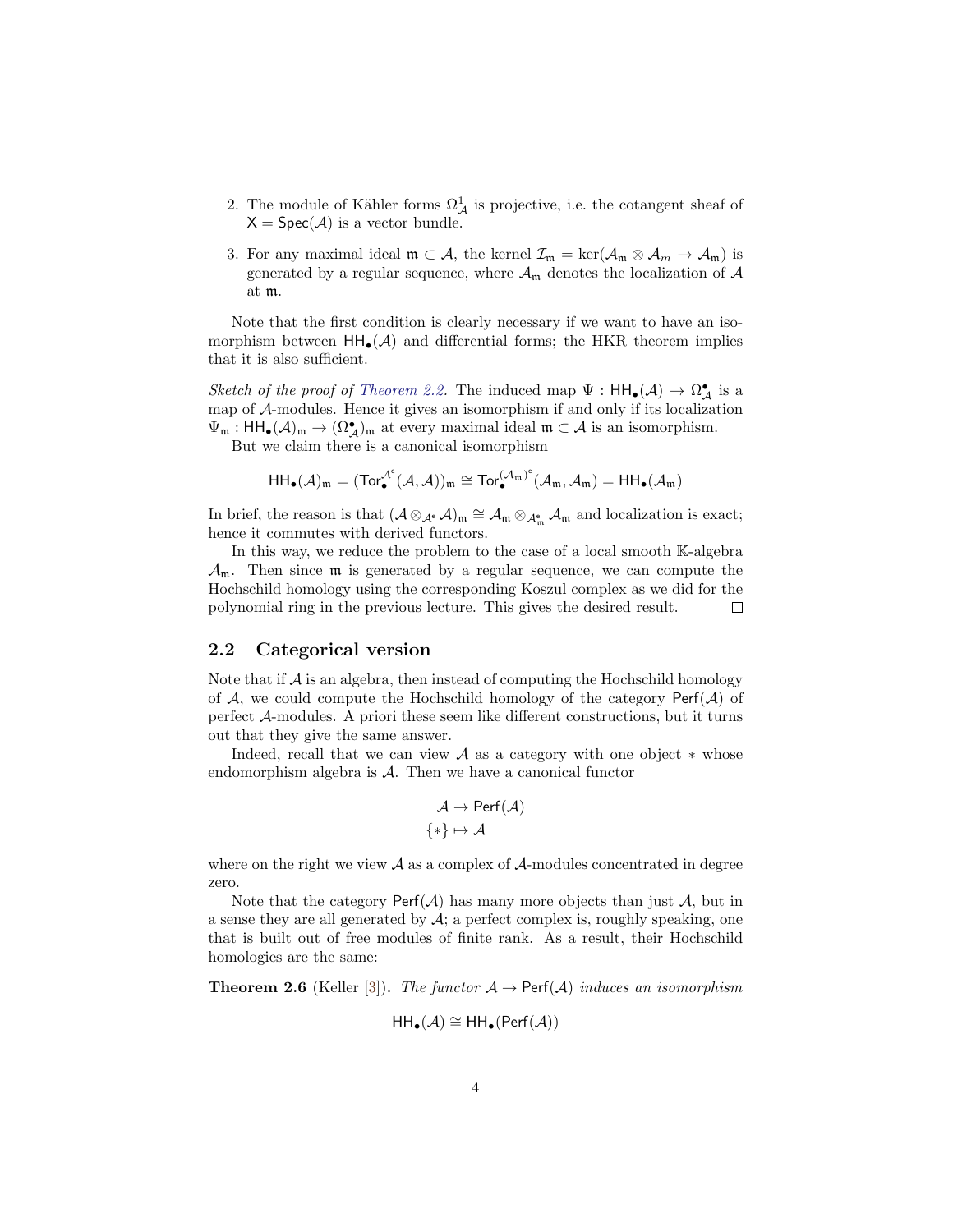2. The module of Kähler forms $\Omega^1_{\mathcal{A}}$ is projective, i.e. the cotangent sheaf of $\mathsf{X} = \mathsf{Spec}(\mathcal{A})$ is a vector bundle.

3. For any maximal ideal $\mathfrak{m} \subset \mathcal{A}$, the kernel $\mathcal{I}_{\mathfrak{m}} = \ker(\mathcal{A}_{\mathfrak{m}} \otimes \mathcal{A}_m \to \mathcal{A}_{\mathfrak{m}})$ is generated by a regular sequence, where $\mathcal{A}_{\mathfrak{m}}$ denotes the localization of $\mathcal{A}$ at $\mathfrak{m}$.

Note that the first condition is clearly necessary if we want to have an isomorphism between $\mathsf{HH}_\bullet(\mathcal{A})$ and differential forms; the HKR theorem implies that it is also sufficient.

*Sketch of the proof of Theorem 2.2.* The induced map $\Psi : \mathsf{HH}_\bullet(\mathcal{A}) \to \Omega^\bullet_{\mathcal{A}}$ is a map of $\mathcal{A}$-modules. Hence it gives an isomorphism if and only if its localization $\Psi_{\mathfrak{m}} : \mathsf{HH}_\bullet(\mathcal{A})_{\mathfrak{m}} \to (\Omega^\bullet_{\mathcal{A}})_{\mathfrak{m}}$ at every maximal ideal $\mathfrak{m} \subset \mathcal{A}$ is an isomorphism.

But we claim there is a canonical isomorphism

$$\mathsf{HH}_\bullet(\mathcal{A})_{\mathfrak{m}} = (\mathsf{Tor}^{\mathcal{A}^e}_\bullet(\mathcal{A}, \mathcal{A}))_{\mathfrak{m}} \cong \mathsf{Tor}^{(\mathcal{A}_{\mathfrak{m}})^e}_\bullet(\mathcal{A}_{\mathfrak{m}}, \mathcal{A}_{\mathfrak{m}}) = \mathsf{HH}_\bullet(\mathcal{A}_{\mathfrak{m}})$$

In brief, the reason is that $(\mathcal{A} \otimes_{\mathcal{A}^e} \mathcal{A})_{\mathfrak{m}} \cong \mathcal{A}_{\mathfrak{m}} \otimes_{\mathcal{A}^e_{\mathfrak{m}}} \mathcal{A}_{\mathfrak{m}}$ and localization is exact; hence it commutes with derived functors.

In this way, we reduce the problem to the case of a local smooth $\mathbb{K}$-algebra $\mathcal{A}_{\mathfrak{m}}$. Then since $\mathfrak{m}$ is generated by a regular sequence, we can compute the Hochschild homology using the corresponding Koszul complex as we did for the polynomial ring in the previous lecture. This gives the desired result. $\square$

## 2.2 Categorical version

Note that if $\mathcal{A}$ is an algebra, then instead of computing the Hochschild homology of $\mathcal{A}$, we could compute the Hochschild homology of the category $\mathsf{Perf}(\mathcal{A})$ of perfect $\mathcal{A}$-modules. A priori these seem like different constructions, but it turns out that they give the same answer.

Indeed, recall that we can view $\mathcal{A}$ as a category with one object $*$ whose endomorphism algebra is $\mathcal{A}$. Then we have a canonical functor

$$\begin{aligned} \mathcal{A} &\to \mathsf{Perf}(\mathcal{A}) \\ \{*\} &\mapsto \mathcal{A} \end{aligned}$$

where on the right we view $\mathcal{A}$ as a complex of $\mathcal{A}$-modules concentrated in degree zero.

Note that the category $\mathsf{Perf}(\mathcal{A})$ has many more objects than just $\mathcal{A}$, but in a sense they are all generated by $\mathcal{A}$; a perfect complex is, roughly speaking, one that is built out of free modules of finite rank. As a result, their Hochschild homologies are the same:

**Theorem 2.6** (Keller [3]). *The functor $\mathcal{A} \to \mathsf{Perf}(\mathcal{A})$ induces an isomorphism*

$$\mathsf{HH}_\bullet(\mathcal{A}) \cong \mathsf{HH}_\bullet(\mathsf{Perf}(\mathcal{A}))$$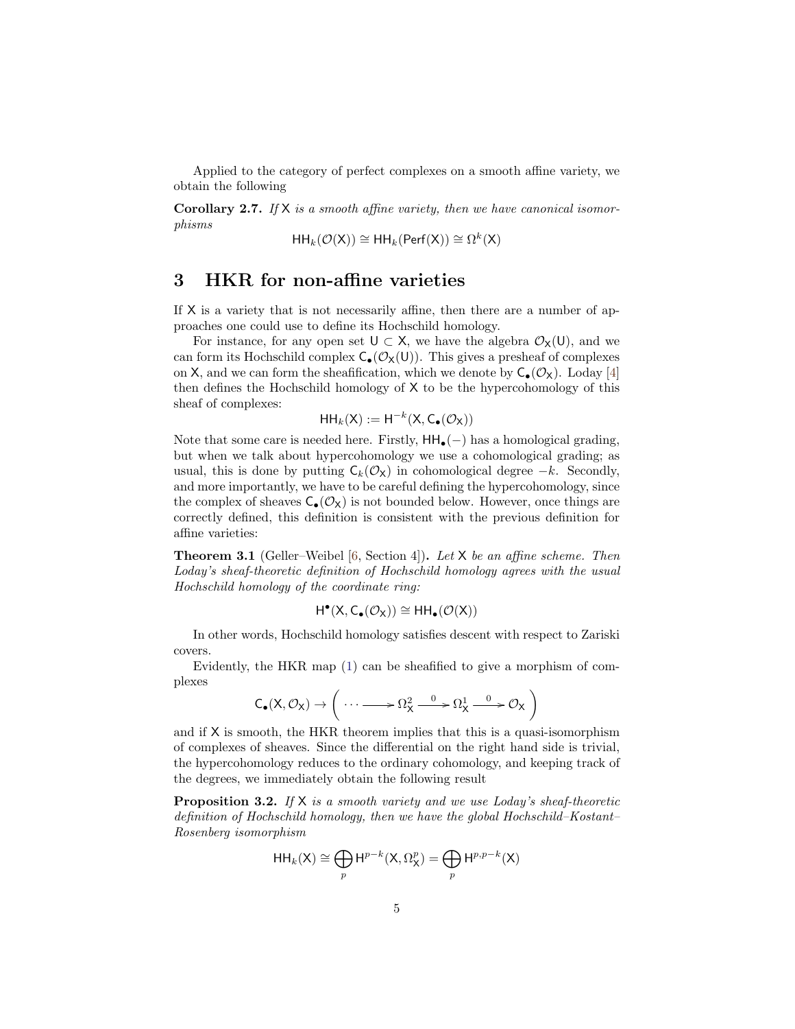Applied to the category of perfect complexes on a smooth affine variety, we obtain the following

**Corollary 2.7.** *If $\mathsf{X}$ is a smooth affine variety, then we have canonical isomorphisms*

$$\mathsf{HH}_k(\mathcal{O}(\mathsf{X})) \cong \mathsf{HH}_k(\mathsf{Perf}(\mathsf{X})) \cong \Omega^k(\mathsf{X})$$

# 3 HKR for non-affine varieties

If $\mathsf{X}$ is a variety that is not necessarily affine, then there are a number of approaches one could use to define its Hochschild homology.

For instance, for any open set $\mathsf{U} \subset \mathsf{X}$, we have the algebra $\mathcal{O}_\mathsf{X}(\mathsf{U})$, and we can form its Hochschild complex $\mathsf{C}_\bullet(\mathcal{O}_\mathsf{X}(\mathsf{U}))$. This gives a presheaf of complexes on $\mathsf{X}$, and we can form the sheafification, which we denote by $\mathsf{C}_\bullet(\mathcal{O}_\mathsf{X})$. Loday [4] then defines the Hochschild homology of $\mathsf{X}$ to be the hypercohomology of this sheaf of complexes:

$$\mathsf{HH}_k(\mathsf{X}) := \mathsf{H}^{-k}(\mathsf{X}, \mathsf{C}_\bullet(\mathcal{O}_\mathsf{X}))$$

Note that some care is needed here. Firstly, $\mathsf{HH}_\bullet(-)$ has a homological grading, but when we talk about hypercohomology we use a cohomological grading; as usual, this is done by putting $\mathsf{C}_k(\mathcal{O}_\mathsf{X})$ in cohomological degree $-k$. Secondly, and more importantly, we have to be careful defining the hypercohomology, since the complex of sheaves $\mathsf{C}_\bullet(\mathcal{O}_\mathsf{X})$ is not bounded below. However, once things are correctly defined, this definition is consistent with the previous definition for affine varieties:

**Theorem 3.1** (Geller–Weibel [6, Section 4])**.** *Let $\mathsf{X}$ be an affine scheme. Then Loday's sheaf-theoretic definition of Hochschild homology agrees with the usual Hochschild homology of the coordinate ring:*

$$\mathsf{H}^\bullet(\mathsf{X}, \mathsf{C}_\bullet(\mathcal{O}_\mathsf{X})) \cong \mathsf{HH}_\bullet(\mathcal{O}(\mathsf{X}))$$

In other words, Hochschild homology satisfies descent with respect to Zariski covers.

Evidently, the HKR map (1) can be sheafified to give a morphism of complexes

$$\mathsf{C}_\bullet(\mathsf{X}, \mathcal{O}_\mathsf{X}) \to \left( \cdots \longrightarrow \Omega^2_\mathsf{X} \xrightarrow{0} \Omega^1_\mathsf{X} \xrightarrow{0} \mathcal{O}_\mathsf{X} \right)$$

and if $\mathsf{X}$ is smooth, the HKR theorem implies that this is a quasi-isomorphism of complexes of sheaves. Since the differential on the right hand side is trivial, the hypercohomology reduces to the ordinary cohomology, and keeping track of the degrees, we immediately obtain the following result

**Proposition 3.2.** *If $\mathsf{X}$ is a smooth variety and we use Loday's sheaf-theoretic definition of Hochschild homology, then we have the global Hochschild–Kostant–Rosenberg isomorphism*

$$\mathsf{HH}_k(\mathsf{X}) \cong \bigoplus_p \mathsf{H}^{p-k}(\mathsf{X}, \Omega^p_\mathsf{X}) = \bigoplus_p \mathsf{H}^{p,p-k}(\mathsf{X})$$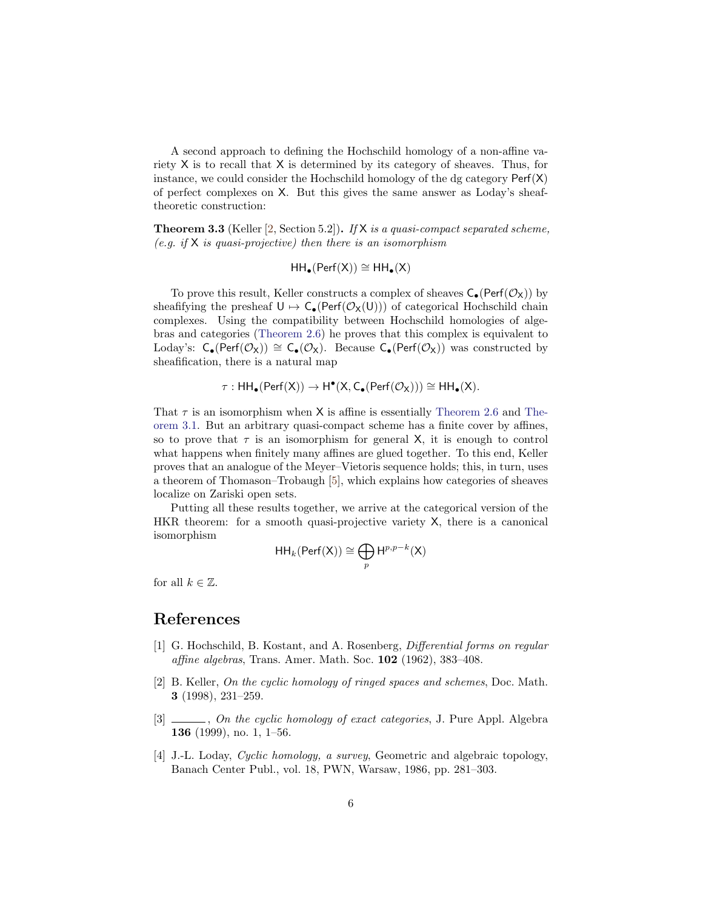A second approach to defining the Hochschild homology of a non-affine variety $\mathsf{X}$ is to recall that $\mathsf{X}$ is determined by its category of sheaves. Thus, for instance, we could consider the Hochschild homology of the dg category $\mathsf{Perf}(\mathsf{X})$ of perfect complexes on $\mathsf{X}$. But this gives the same answer as Loday's sheaf-theoretic construction:

**Theorem 3.3** (Keller [2, Section 5.2])**.** *If $\mathsf{X}$ is a quasi-compact separated scheme, (e.g. if $\mathsf{X}$ is quasi-projective) then there is an isomorphism*

$$\mathsf{HH}_\bullet(\mathsf{Perf}(\mathsf{X})) \cong \mathsf{HH}_\bullet(\mathsf{X})$$

To prove this result, Keller constructs a complex of sheaves $\mathsf{C}_\bullet(\mathsf{Perf}(\mathcal{O}_\mathsf{X}))$ by sheafifying the presheaf $\mathsf{U} \mapsto \mathsf{C}_\bullet(\mathsf{Perf}(\mathcal{O}_\mathsf{X}(\mathsf{U})))$ of categorical Hochschild chain complexes. Using the compatibility between Hochschild homologies of algebras and categories (Theorem 2.6) he proves that this complex is equivalent to Loday's: $\mathsf{C}_\bullet(\mathsf{Perf}(\mathcal{O}_\mathsf{X})) \cong \mathsf{C}_\bullet(\mathcal{O}_\mathsf{X})$. Because $\mathsf{C}_\bullet(\mathsf{Perf}(\mathcal{O}_\mathsf{X}))$ was constructed by sheafification, there is a natural map

$$\tau : \mathsf{HH}_\bullet(\mathsf{Perf}(\mathsf{X})) \to \mathsf{H}^\bullet(\mathsf{X}, \mathsf{C}_\bullet(\mathsf{Perf}(\mathcal{O}_\mathsf{X}))) \cong \mathsf{HH}_\bullet(\mathsf{X}).$$

That $\tau$ is an isomorphism when $\mathsf{X}$ is affine is essentially Theorem 2.6 and Theorem 3.1. But an arbitrary quasi-compact scheme has a finite cover by affines, so to prove that $\tau$ is an isomorphism for general $\mathsf{X}$, it is enough to control what happens when finitely many affines are glued together. To this end, Keller proves that an analogue of the Meyer–Vietoris sequence holds; this, in turn, uses a theorem of Thomason–Trobaugh [5], which explains how categories of sheaves localize on Zariski open sets.

Putting all these results together, we arrive at the categorical version of the HKR theorem: for a smooth quasi-projective variety $\mathsf{X}$, there is a canonical isomorphism

$$\mathsf{HH}_k(\mathsf{Perf}(\mathsf{X})) \cong \bigoplus_p \mathsf{H}^{p,p-k}(\mathsf{X})$$

for all $k \in \mathbb{Z}$.

## References

[1] G. Hochschild, B. Kostant, and A. Rosenberg, *Differential forms on regular affine algebras*, Trans. Amer. Math. Soc. **102** (1962), 383–408.

[2] B. Keller, *On the cyclic homology of ringed spaces and schemes*, Doc. Math. **3** (1998), 231–259.

[3] ———, *On the cyclic homology of exact categories*, J. Pure Appl. Algebra **136** (1999), no. 1, 1–56.

[4] J.-L. Loday, *Cyclic homology, a survey*, Geometric and algebraic topology, Banach Center Publ., vol. 18, PWN, Warsaw, 1986, pp. 281–303.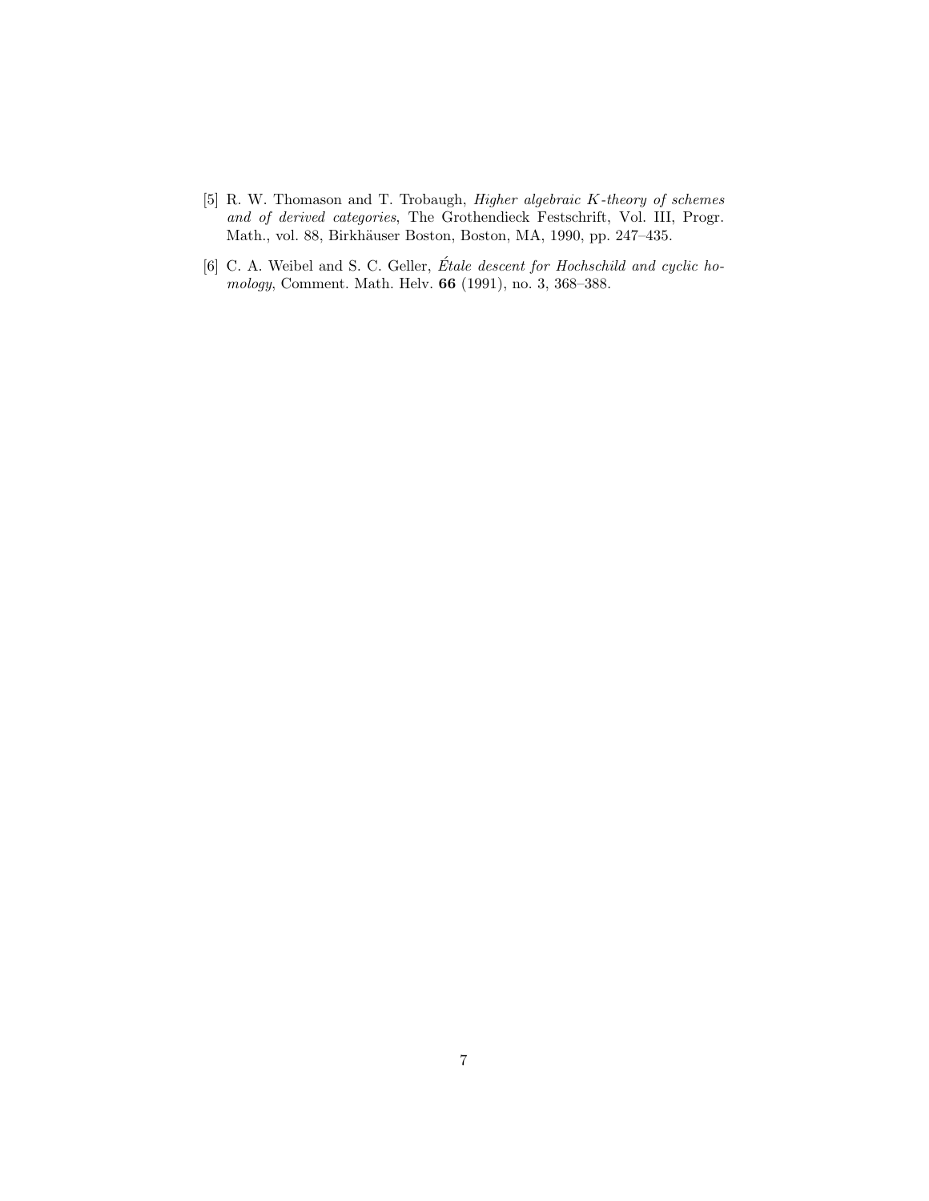[5] R. W. Thomason and T. Trobaugh, *Higher algebraic $K$-theory of schemes and of derived categories*, The Grothendieck Festschrift, Vol. III, Progr. Math., vol. 88, Birkhäuser Boston, Boston, MA, 1990, pp. 247–435.

[6] C. A. Weibel and S. C. Geller, *Étale descent for Hochschild and cyclic homology*, Comment. Math. Helv. **66** (1991), no. 3, 368–388.